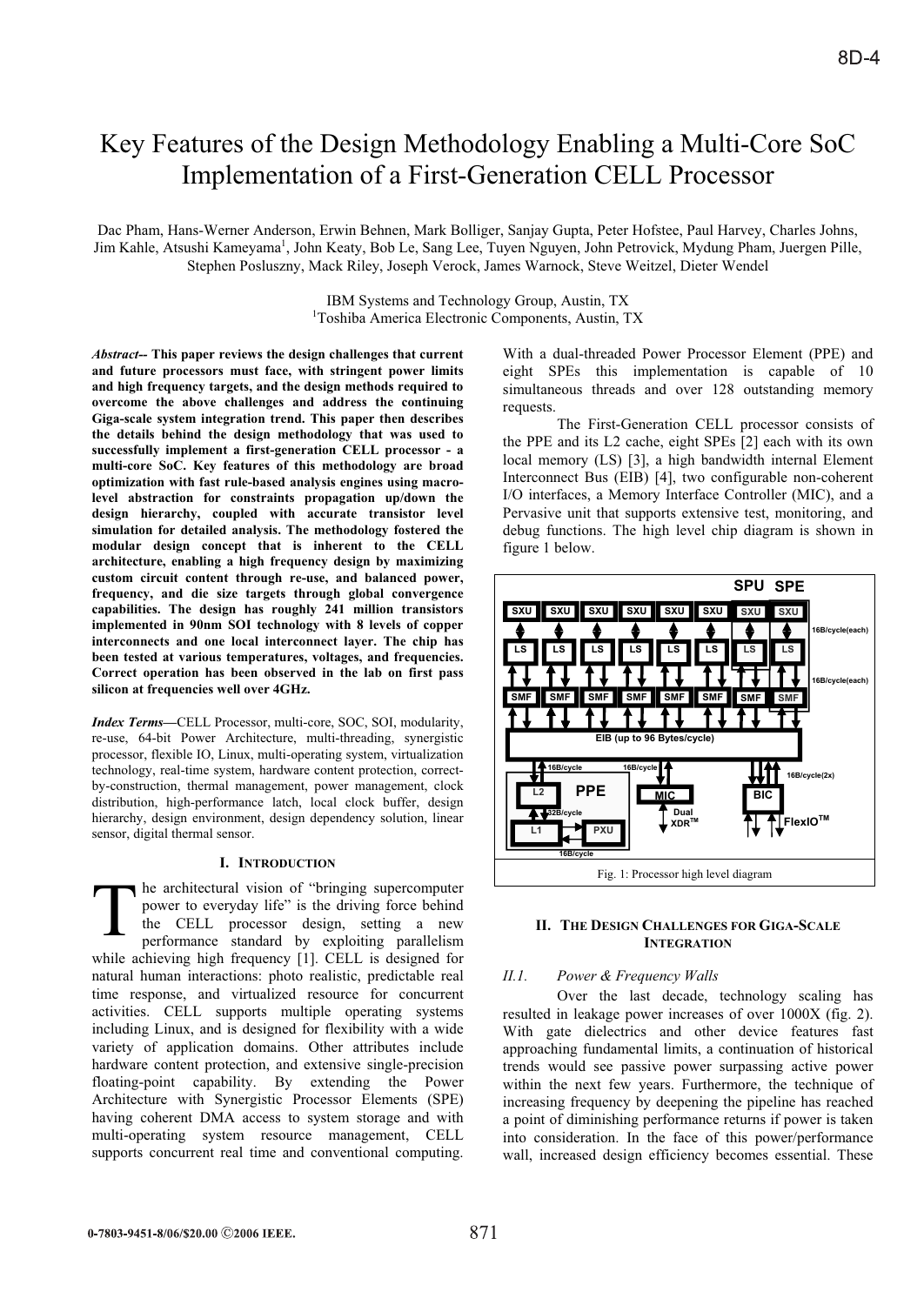# Key Features of the Design Methodology Enabling a Multi-Core SoC Implementation of a First-Generation CELL Processor

Dac Pham, Hans-Werner Anderson, Erwin Behnen, Mark Bolliger, Sanjay Gupta, Peter Hofstee, Paul Harvey, Charles Johns, Jim Kahle, Atsushi Kameyama[1], John Keaty, Bob Le, Sang Lee, Tuyen Nguyen, John Petrovick, Mydung Pham, Juergen Pille, Stephen Posluszny, Mack Riley, Joseph Verock, James Warnock, Steve Weitzel, Dieter Wendel

IBM Systems and Technology Group, Austin, TX
[1]Toshiba America Electronic Components, Austin, TX

***Abstract*-- This paper reviews the design challenges that current and future processors must face, with stringent power limits and high frequency targets, and the design methods required to overcome the above challenges and address the continuing Giga-scale system integration trend. This paper then describes the details behind the design methodology that was used to successfully implement a first-generation CELL processor - a multi-core SoC. Key features of this methodology are broad optimization with fast rule-based analysis engines using macro-level abstraction for constraints propagation up/down the design hierarchy, coupled with accurate transistor level simulation for detailed analysis. The methodology fostered the modular design concept that is inherent to the CELL architecture, enabling a high frequency design by maximizing custom circuit content through re-use, and balanced power, frequency, and die size targets through global convergence capabilities. The design has roughly 241 million transistors implemented in 90nm SOI technology with 8 levels of copper interconnects and one local interconnect layer. The chip has been tested at various temperatures, voltages, and frequencies. Correct operation has been observed in the lab on first pass silicon at frequencies well over 4GHz.**

***Index Terms*—CELL Processor, multi-core, SOC, SOI, modularity, re-use, 64-bit Power Architecture, multi-threading, synergistic processor, flexible IO, Linux, multi-operating system, virtualization technology, real-time system, hardware content protection, correct-by-construction, thermal management, power management, clock distribution, high-performance latch, local clock buffer, design hierarchy, design environment, design dependency solution, linear sensor, digital thermal sensor.

## I. Introduction

The architectural vision of "bringing supercomputer power to everyday life" is the driving force behind the CELL processor design, setting a new performance standard by exploiting parallelism while achieving high frequency [1]. CELL is designed for natural human interactions: photo realistic, predictable real time response, and virtualized resource for concurrent activities. CELL supports multiple operating systems including Linux, and is designed for flexibility with a wide variety of application domains. Other attributes include hardware content protection, and extensive single-precision floating-point capability. By extending the Power Architecture with Synergistic Processor Elements (SPE) having coherent DMA access to system storage and with multi-operating system resource management, CELL supports concurrent real time and conventional computing. With a dual-threaded Power Processor Element (PPE) and eight SPEs this implementation is capable of 10 simultaneous threads and over 128 outstanding memory requests.

The First-Generation CELL processor consists of the PPE and its L2 cache, eight SPEs [2] each with its own local memory (LS) [3], a high bandwidth internal Element Interconnect Bus (EIB) [4], two configurable non-coherent I/O interfaces, a Memory Interface Controller (MIC), and a Pervasive unit that supports extensive test, monitoring, and debug functions. The high level chip diagram is shown in figure 1 below.

Fig. 1: Processor high level diagram

## II. The Design Challenges for Giga-Scale Integration

### II.1. Power & Frequency Walls

Over the last decade, technology scaling has resulted in leakage power increases of over 1000X (fig. 2). With gate dielectrics and other device features fast approaching fundamental limits, a continuation of historical trends would see passive power surpassing active power within the next few years. Furthermore, the technique of increasing frequency by deepening the pipeline has reached a point of diminishing performance returns if power is taken into consideration. In the face of this power/performance wall, increased design efficiency becomes essential. These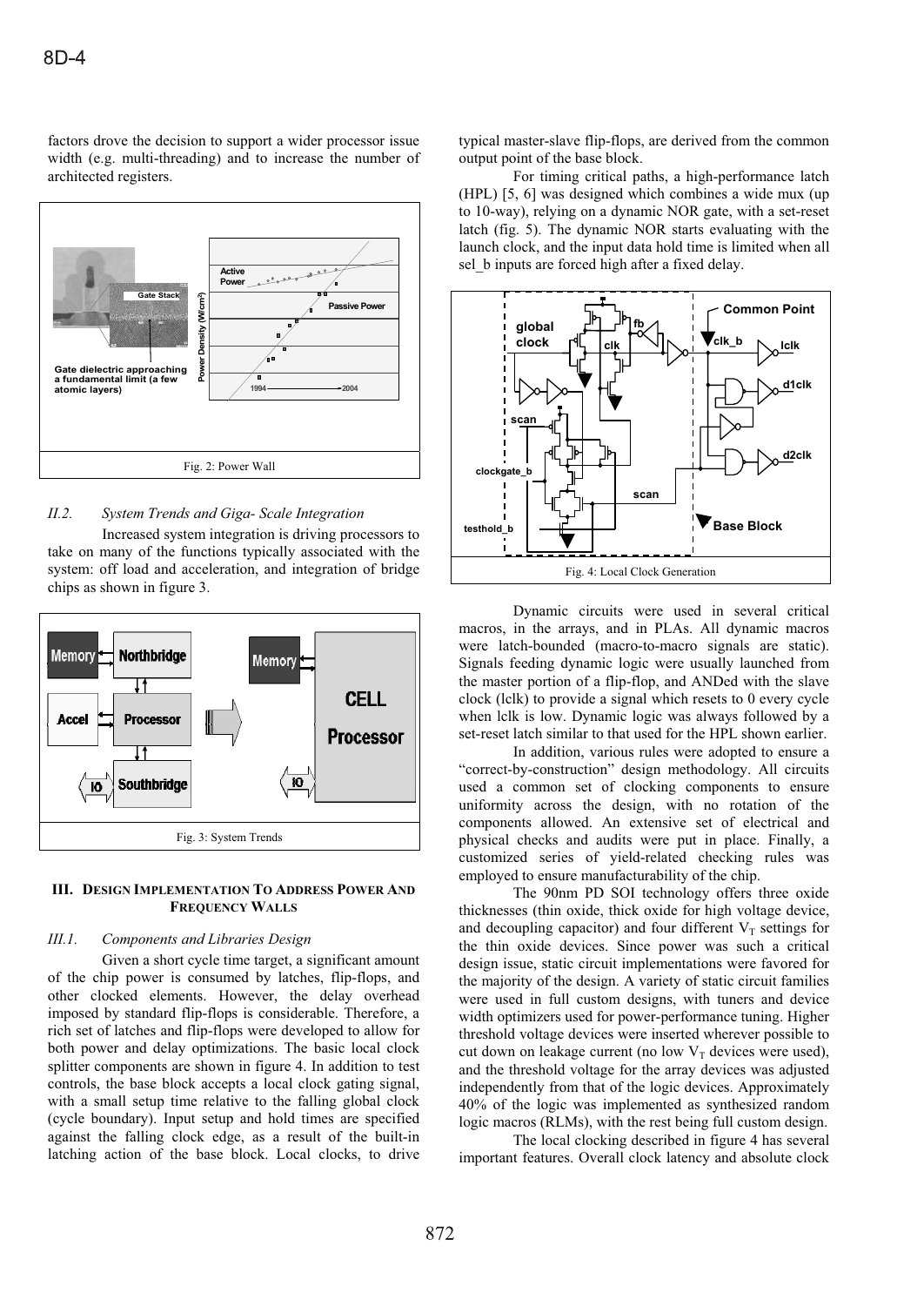factors drove the decision to support a wider processor issue width (e.g. multi-threading) and to increase the number of architected registers.

Fig. 2: Power Wall

*II.2. System Trends and Giga- Scale Integration*

Increased system integration is driving processors to take on many of the functions typically associated with the system: off load and acceleration, and integration of bridge chips as shown in figure 3.

Fig. 3: System Trends

### III. Design Implementation To Address Power And Frequency Walls

*III.1. Components and Libraries Design*

Given a short cycle time target, a significant amount of the chip power is consumed by latches, flip-flops, and other clocked elements. However, the delay overhead imposed by standard flip-flops is considerable. Therefore, a rich set of latches and flip-flops were developed to allow for both power and delay optimizations. The basic local clock splitter components are shown in figure 4. In addition to test controls, the base block accepts a local clock gating signal, with a small setup time relative to the falling global clock (cycle boundary). Input setup and hold times are specified against the falling clock edge, as a result of the built-in latching action of the base block. Local clocks, to drive typical master-slave flip-flops, are derived from the common output point of the base block.

For timing critical paths, a high-performance latch (HPL) [5, 6] was designed which combines a wide mux (up to 10-way), relying on a dynamic NOR gate, with a set-reset latch (fig. 5). The dynamic NOR starts evaluating with the launch clock, and the input data hold time is limited when all sel_b inputs are forced high after a fixed delay.

Fig. 4: Local Clock Generation

Dynamic circuits were used in several critical macros, in the arrays, and in PLAs. All dynamic macros were latch-bounded (macro-to-macro signals are static). Signals feeding dynamic logic were usually launched from the master portion of a flip-flop, and ANDed with the slave clock (lclk) to provide a signal which resets to 0 every cycle when lclk is low. Dynamic logic was always followed by a set-reset latch similar to that used for the HPL shown earlier.

In addition, various rules were adopted to ensure a "correct-by-construction" design methodology. All circuits used a common set of clocking components to ensure uniformity across the design, with no rotation of the components allowed. An extensive set of electrical and physical checks and audits were put in place. Finally, a customized series of yield-related checking rules was employed to ensure manufacturability of the chip.

The 90nm PD SOI technology offers three oxide thicknesses (thin oxide, thick oxide for high voltage device, and decoupling capacitor) and four different $V_T$ settings for the thin oxide devices. Since power was such a critical design issue, static circuit implementations were favored for the majority of the design. A variety of static circuit families were used in full custom designs, with tuners and device width optimizers used for power-performance tuning. Higher threshold voltage devices were inserted wherever possible to cut down on leakage current (no low $V_T$ devices were used), and the threshold voltage for the array devices was adjusted independently from that of the logic devices. Approximately 40% of the logic was implemented as synthesized random logic macros (RLMs), with the rest being full custom design.

The local clocking described in figure 4 has several important features. Overall clock latency and absolute clock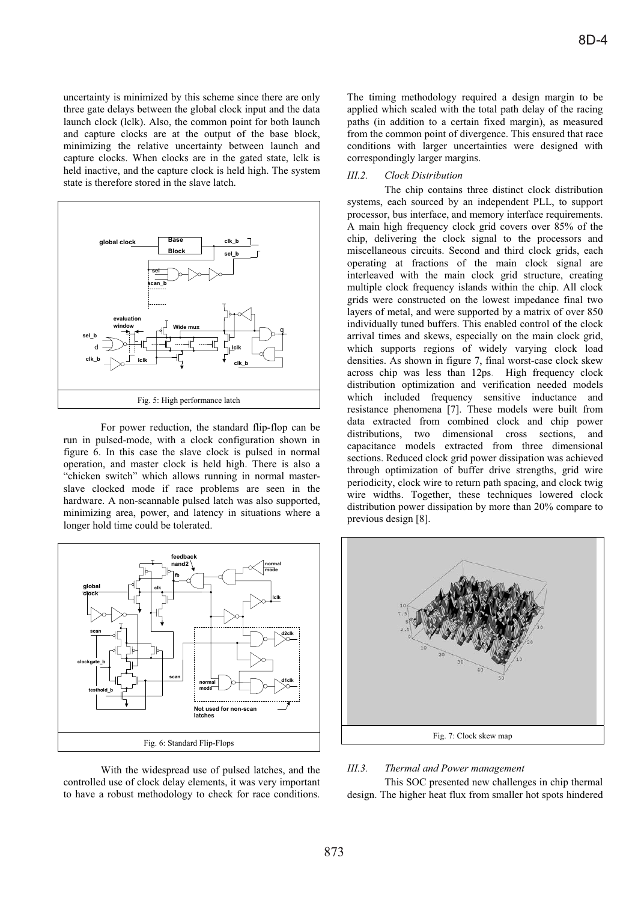uncertainty is minimized by this scheme since there are only three gate delays between the global clock input and the data launch clock (lclk). Also, the common point for both launch and capture clocks are at the output of the base block, minimizing the relative uncertainty between launch and capture clocks. When clocks are in the gated state, lclk is held inactive, and the capture clock is held high. The system state is therefore stored in the slave latch.

Fig. 5: High performance latch

For power reduction, the standard flip-flop can be run in pulsed-mode, with a clock configuration shown in figure 6. In this case the slave clock is pulsed in normal operation, and master clock is held high. There is also a "chicken switch" which allows running in normal master-slave clocked mode if race problems are seen in the hardware. A non-scannable pulsed latch was also supported, minimizing area, power, and latency in situations where a longer hold time could be tolerated.

Fig. 6: Standard Flip-Flops

With the widespread use of pulsed latches, and the controlled use of clock delay elements, it was very important to have a robust methodology to check for race conditions. The timing methodology required a design margin to be applied which scaled with the total path delay of the racing paths (in addition to a certain fixed margin), as measured from the common point of divergence. This ensured that race conditions with larger uncertainties were designed with correspondingly larger margins.

### *III.2. Clock Distribution*

The chip contains three distinct clock distribution systems, each sourced by an independent PLL, to support processor, bus interface, and memory interface requirements. A main high frequency clock grid covers over 85% of the chip, delivering the clock signal to the processors and miscellaneous circuits. Second and third clock grids, each operating at fractions of the main clock signal are interleaved with the main clock grid structure, creating multiple clock frequency islands within the chip. All clock grids were constructed on the lowest impedance final two layers of metal, and were supported by a matrix of over 850 individually tuned buffers. This enabled control of the clock arrival times and skews, especially on the main clock grid, which supports regions of widely varying clock load densities. As shown in figure 7, final worst-case clock skew across chip was less than 12ps. High frequency clock distribution optimization and verification needed models which included frequency sensitive inductance and resistance phenomena [7]. These models were built from data extracted from combined clock and chip power distributions, two dimensional cross sections, and capacitance models extracted from three dimensional sections. Reduced clock grid power dissipation was achieved through optimization of buffer drive strengths, grid wire periodicity, clock wire to return path spacing, and clock twig wire widths. Together, these techniques lowered clock distribution power dissipation by more than 20% compare to previous design [8].

Fig. 7: Clock skew map

### *III.3. Thermal and Power management*

This SOC presented new challenges in chip thermal design. The higher heat flux from smaller hot spots hindered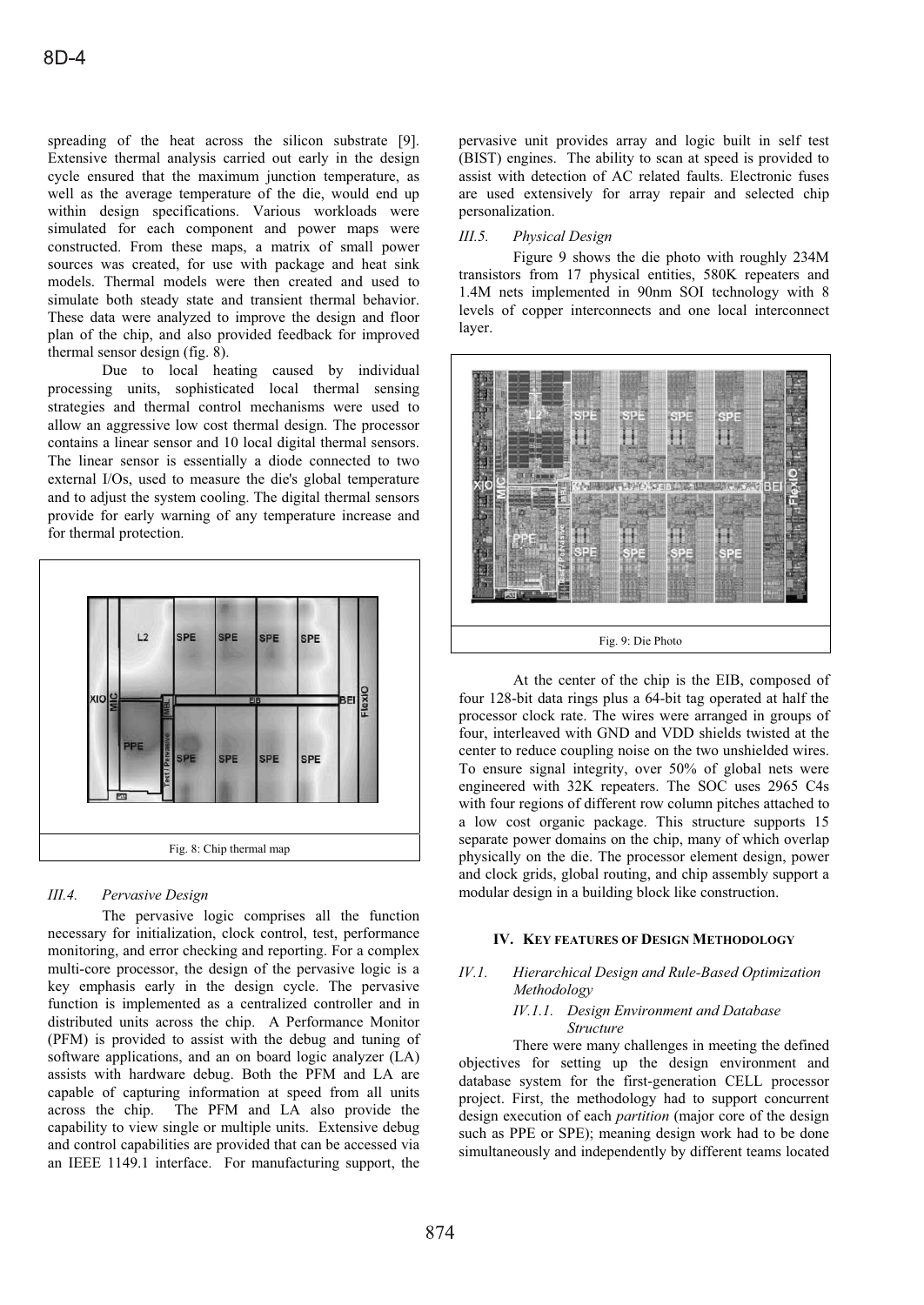spreading of the heat across the silicon substrate [9]. Extensive thermal analysis carried out early in the design cycle ensured that the maximum junction temperature, as well as the average temperature of the die, would end up within design specifications. Various workloads were simulated for each component and power maps were constructed. From these maps, a matrix of small power sources was created, for use with package and heat sink models. Thermal models were then created and used to simulate both steady state and transient thermal behavior. These data were analyzed to improve the design and floor plan of the chip, and also provided feedback for improved thermal sensor design (fig. 8).

Due to local heating caused by individual processing units, sophisticated local thermal sensing strategies and thermal control mechanisms were used to allow an aggressive low cost thermal design. The processor contains a linear sensor and 10 local digital thermal sensors. The linear sensor is essentially a diode connected to two external I/Os, used to measure the die's global temperature and to adjust the system cooling. The digital thermal sensors provide for early warning of any temperature increase and for thermal protection.

Fig. 8: Chip thermal map

### III.4. *Pervasive Design*

The pervasive logic comprises all the function necessary for initialization, clock control, test, performance monitoring, and error checking and reporting. For a complex multi-core processor, the design of the pervasive logic is a key emphasis early in the design cycle. The pervasive function is implemented as a centralized controller and in distributed units across the chip. A Performance Monitor (PFM) is provided to assist with the debug and tuning of software applications, and an on board logic analyzer (LA) assists with hardware debug. Both the PFM and LA are capable of capturing information at speed from all units across the chip. The PFM and LA also provide the capability to view single or multiple units. Extensive debug and control capabilities are provided that can be accessed via an IEEE 1149.1 interface. For manufacturing support, the pervasive unit provides array and logic built in self test (BIST) engines. The ability to scan at speed is provided to assist with detection of AC related faults. Electronic fuses are used extensively for array repair and selected chip personalization.

### III.5. *Physical Design*

Figure 9 shows the die photo with roughly 234M transistors from 17 physical entities, 580K repeaters and 1.4M nets implemented in 90nm SOI technology with 8 levels of copper interconnects and one local interconnect layer.

Fig. 9: Die Photo

At the center of the chip is the EIB, composed of four 128-bit data rings plus a 64-bit tag operated at half the processor clock rate. The wires were arranged in groups of four, interleaved with GND and VDD shields twisted at the center to reduce coupling noise on the two unshielded wires. To ensure signal integrity, over 50% of global nets were engineered with 32K repeaters. The SOC uses 2965 C4s with four regions of different row column pitches attached to a low cost organic package. This structure supports 15 separate power domains on the chip, many of which overlap physically on the die. The processor element design, power and clock grids, global routing, and chip assembly support a modular design in a building block like construction.

## IV. KEY FEATURES OF DESIGN METHODOLOGY

### IV.1. *Hierarchical Design and Rule-Based Optimization Methodology*

#### IV.1.1. *Design Environment and Database Structure*

There were many challenges in meeting the defined objectives for setting up the design environment and database system for the first-generation CELL processor project. First, the methodology had to support concurrent design execution of each *partition* (major core of the design such as PPE or SPE); meaning design work had to be done simultaneously and independently by different teams located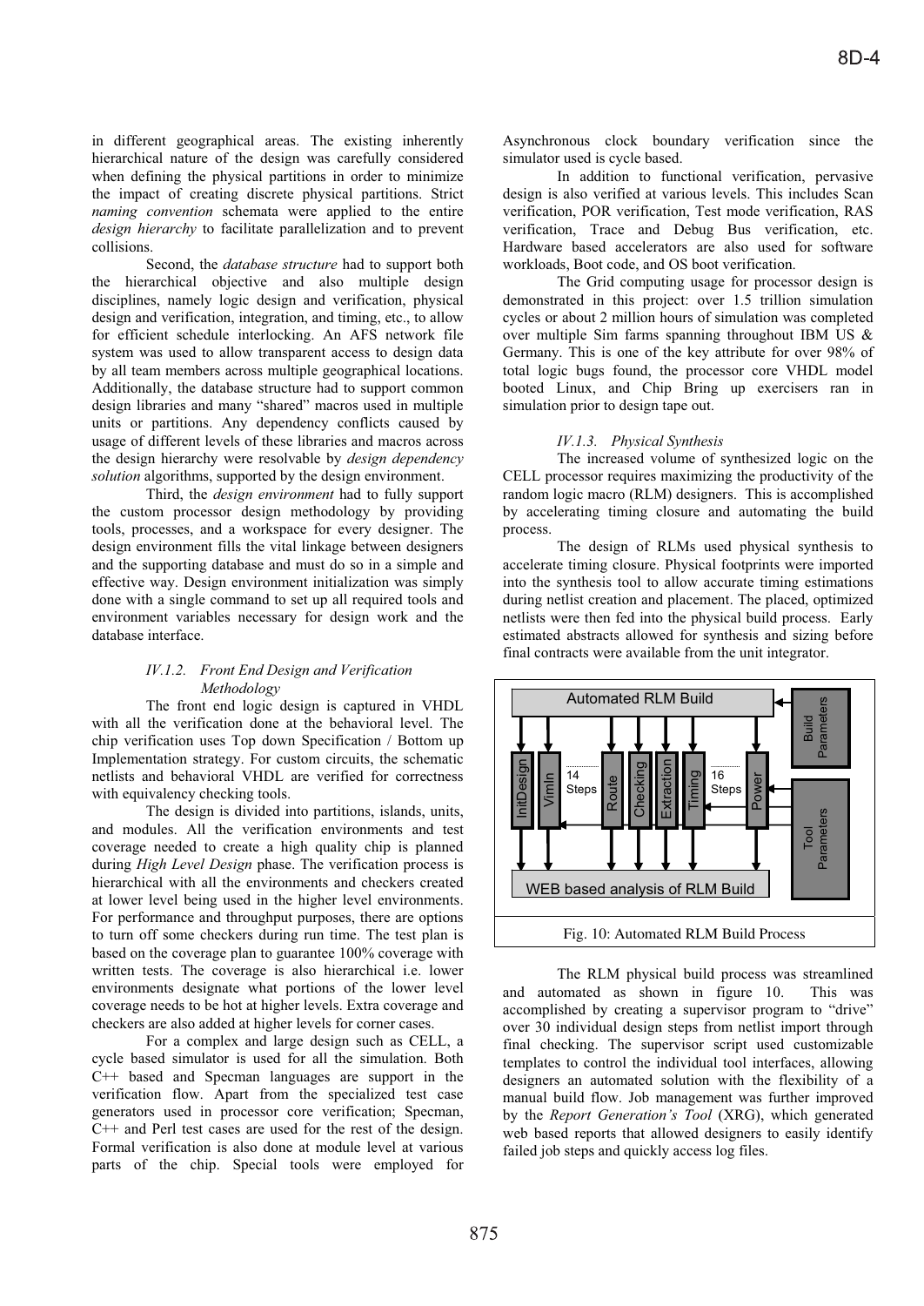in different geographical areas. The existing inherently hierarchical nature of the design was carefully considered when defining the physical partitions in order to minimize the impact of creating discrete physical partitions. Strict *naming convention* schemata were applied to the entire *design hierarchy* to facilitate parallelization and to prevent collisions.

Second, the *database structure* had to support both the hierarchical objective and also multiple design disciplines, namely logic design and verification, physical design and verification, integration, and timing, etc., to allow for efficient schedule interlocking. An AFS network file system was used to allow transparent access to design data by all team members across multiple geographical locations. Additionally, the database structure had to support common design libraries and many "shared" macros used in multiple units or partitions. Any dependency conflicts caused by usage of different levels of these libraries and macros across the design hierarchy were resolvable by *design dependency solution* algorithms, supported by the design environment.

Third, the *design environment* had to fully support the custom processor design methodology by providing tools, processes, and a workspace for every designer. The design environment fills the vital linkage between designers and the supporting database and must do so in a simple and effective way. Design environment initialization was simply done with a single command to set up all required tools and environment variables necessary for design work and the database interface.

### *IV.1.2. Front End Design and Verification Methodology*

The front end logic design is captured in VHDL with all the verification done at the behavioral level. The chip verification uses Top down Specification / Bottom up Implementation strategy. For custom circuits, the schematic netlists and behavioral VHDL are verified for correctness with equivalency checking tools.

The design is divided into partitions, islands, units, and modules. All the verification environments and test coverage needed to create a high quality chip is planned during *High Level Design* phase. The verification process is hierarchical with all the environments and checkers created at lower level being used in the higher level environments. For performance and throughput purposes, there are options to turn off some checkers during run time. The test plan is based on the coverage plan to guarantee 100% coverage with written tests. The coverage is also hierarchical i.e. lower environments designate what portions of the lower level coverage needs to be hot at higher levels. Extra coverage and checkers are also added at higher levels for corner cases.

For a complex and large design such as CELL, a cycle based simulator is used for all the simulation. Both C++ based and Specman languages are support in the verification flow. Apart from the specialized test case generators used in processor core verification; Specman, C++ and Perl test cases are used for the rest of the design. Formal verification is also done at module level at various parts of the chip. Special tools were employed for Asynchronous clock boundary verification since the simulator used is cycle based.

In addition to functional verification, pervasive design is also verified at various levels. This includes Scan verification, POR verification, Test mode verification, RAS verification, Trace and Debug Bus verification, etc. Hardware based accelerators are also used for software workloads, Boot code, and OS boot verification.

The Grid computing usage for processor design is demonstrated in this project: over 1.5 trillion simulation cycles or about 2 million hours of simulation was completed over multiple Sim farms spanning throughout IBM US & Germany. This is one of the key attribute for over 98% of total logic bugs found, the processor core VHDL model booted Linux, and Chip Bring up exercisers ran in simulation prior to design tape out.

### *IV.1.3. Physical Synthesis*

The increased volume of synthesized logic on the CELL processor requires maximizing the productivity of the random logic macro (RLM) designers. This is accomplished by accelerating timing closure and automating the build process.

The design of RLMs used physical synthesis to accelerate timing closure. Physical footprints were imported into the synthesis tool to allow accurate timing estimations during netlist creation and placement. The placed, optimized netlists were then fed into the physical build process. Early estimated abstracts allowed for synthesis and sizing before final contracts were available from the unit integrator.

Automated RLM Build

Build Parameters

InitDesign | VimIn | 14 Steps | Route | Checking | Extraction | Timing | 16 Steps | Power

Tool Parameters

WEB based analysis of RLM Build

Fig. 10: Automated RLM Build Process

The RLM physical build process was streamlined and automated as shown in figure 10. This was accomplished by creating a supervisor program to "drive" over 30 individual design steps from netlist import through final checking. The supervisor script used customizable templates to control the individual tool interfaces, allowing designers an automated solution with the flexibility of a manual build flow. Job management was further improved by the *Report Generation's Tool* (XRG), which generated web based reports that allowed designers to easily identify failed job steps and quickly access log files.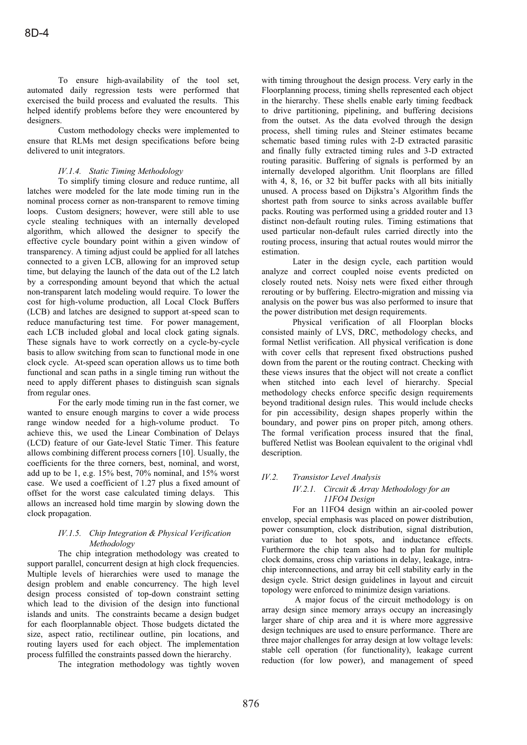To ensure high-availability of the tool set, automated daily regression tests were performed that exercised the build process and evaluated the results. This helped identify problems before they were encountered by designers.

Custom methodology checks were implemented to ensure that RLMs met design specifications before being delivered to unit integrators.

#### *IV.1.4. Static Timing Methodology*

To simplify timing closure and reduce runtime, all latches were modeled for the late mode timing run in the nominal process corner as non-transparent to remove timing loops. Custom designers; however, were still able to use cycle stealing techniques with an internally developed algorithm, which allowed the designer to specify the effective cycle boundary point within a given window of transparency. A timing adjust could be applied for all latches connected to a given LCB, allowing for an improved setup time, but delaying the launch of the data out of the L2 latch by a corresponding amount beyond that which the actual non-transparent latch modeling would require. To lower the cost for high-volume production, all Local Clock Buffers (LCB) and latches are designed to support at-speed scan to reduce manufacturing test time. For power management, each LCB included global and local clock gating signals. These signals have to work correctly on a cycle-by-cycle basis to allow switching from scan to functional mode in one clock cycle. At-speed scan operation allows us to time both functional and scan paths in a single timing run without the need to apply different phases to distinguish scan signals from regular ones.

For the early mode timing run in the fast corner, we wanted to ensure enough margins to cover a wide process range window needed for a high-volume product. To achieve this, we used the Linear Combination of Delays (LCD) feature of our Gate-level Static Timer. This feature allows combining different process corners [10]. Usually, the coefficients for the three corners, best, nominal, and worst, add up to be 1, e.g. 15% best, 70% nominal, and 15% worst case. We used a coefficient of 1.27 plus a fixed amount of offset for the worst case calculated timing delays. This allows an increased hold time margin by slowing down the clock propagation.

#### *IV.1.5. Chip Integration & Physical Verification Methodology*

The chip integration methodology was created to support parallel, concurrent design at high clock frequencies. Multiple levels of hierarchies were used to manage the design problem and enable concurrency. The high level design process consisted of top-down constraint setting which lead to the division of the design into functional islands and units. The constraints became a design budget for each floorplannable object. Those budgets dictated the size, aspect ratio, rectilinear outline, pin locations, and routing layers used for each object. The implementation process fulfilled the constraints passed down the hierarchy.

The integration methodology was tightly woven with timing throughout the design process. Very early in the Floorplanning process, timing shells represented each object in the hierarchy. These shells enable early timing feedback to drive partitioning, pipelining, and buffering decisions from the outset. As the data evolved through the design process, shell timing rules and Steiner estimates became schematic based timing rules with 2-D extracted parasitic and finally fully extracted timing rules and 3-D extracted routing parasitic. Buffering of signals is performed by an internally developed algorithm. Unit floorplans are filled with 4, 8, 16, or 32 bit buffer packs with all bits initially unused. A process based on Dijkstra's Algorithm finds the shortest path from source to sinks across available buffer packs. Routing was performed using a gridded router and 13 distinct non-default routing rules. Timing estimations that used particular non-default rules carried directly into the routing process, insuring that actual routes would mirror the estimation.

Later in the design cycle, each partition would analyze and correct coupled noise events predicted on closely routed nets. Noisy nets were fixed either through rerouting or by buffering. Electro-migration and missing via analysis on the power bus was also performed to insure that the power distribution met design requirements.

Physical verification of all Floorplan blocks consisted mainly of LVS, DRC, methodology checks, and formal Netlist verification. All physical verification is done with cover cells that represent fixed obstructions pushed down from the parent or the routing contract. Checking with these views insures that the object will not create a conflict when stitched into each level of hierarchy. Special methodology checks enforce specific design requirements beyond traditional design rules. This would include checks for pin accessibility, design shapes properly within the boundary, and power pins on proper pitch, among others. The formal verification process insured that the final, buffered Netlist was Boolean equivalent to the original vhdl description.

### *IV.2. Transistor Level Analysis*

#### *IV.2.1. Circuit & Array Methodology for an 11FO4 Design*

For an 11FO4 design within an air-cooled power envelop, special emphasis was placed on power distribution, power consumption, clock distribution, signal distribution, variation due to hot spots, and inductance effects. Furthermore the chip team also had to plan for multiple clock domains, cross chip variations in delay, leakage, intra-chip interconnections, and array bit cell stability early in the design cycle. Strict design guidelines in layout and circuit topology were enforced to minimize design variations.

A major focus of the circuit methodology is on array design since memory arrays occupy an increasingly larger share of chip area and it is where more aggressive design techniques are used to ensure performance. There are three major challenges for array design at low voltage levels: stable cell operation (for functionality), leakage current reduction (for low power), and management of speed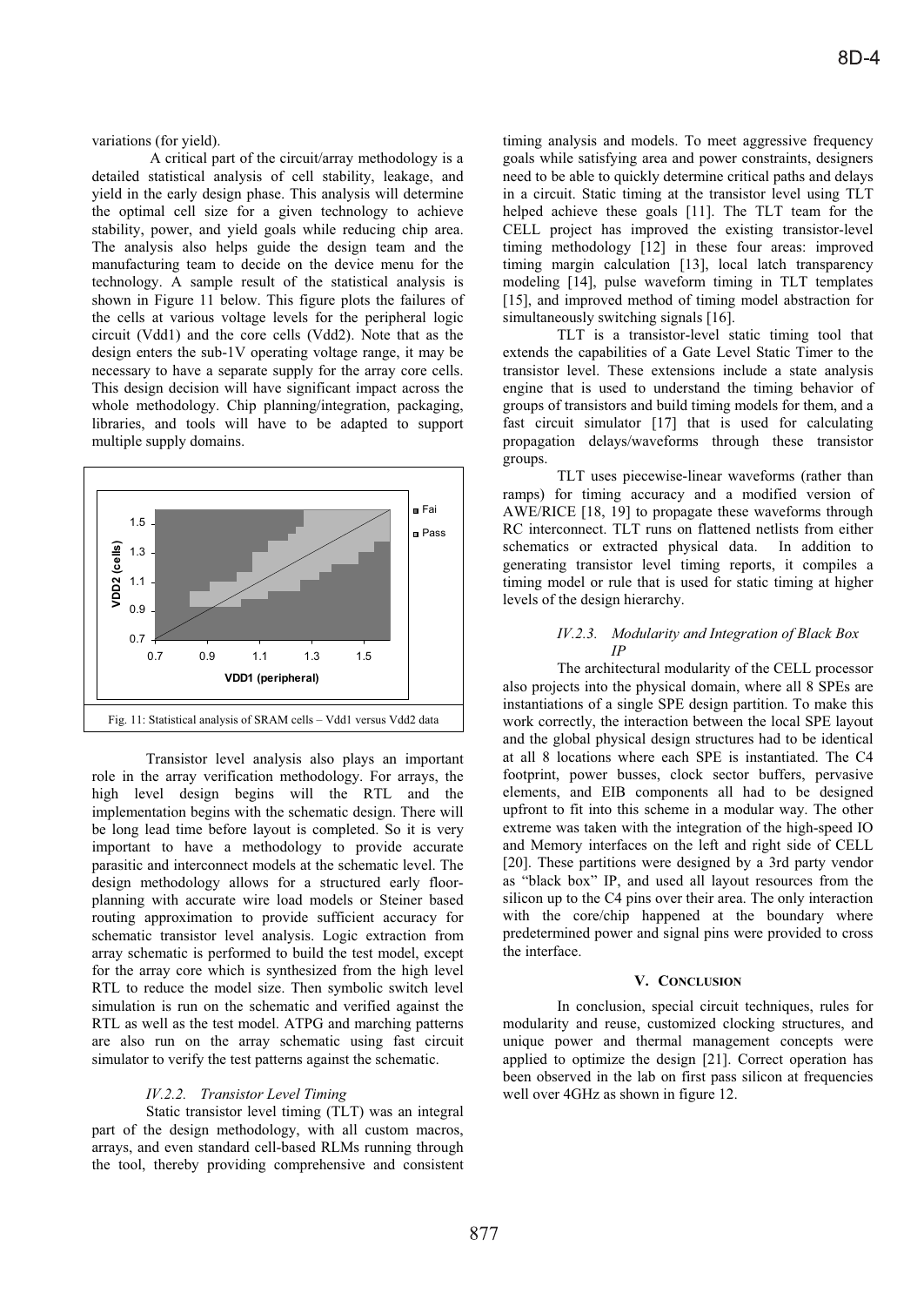variations (for yield).

A critical part of the circuit/array methodology is a detailed statistical analysis of cell stability, leakage, and yield in the early design phase. This analysis will determine the optimal cell size for a given technology to achieve stability, power, and yield goals while reducing chip area. The analysis also helps guide the design team and the manufacturing team to decide on the device menu for the technology. A sample result of the statistical analysis is shown in Figure 11 below. This figure plots the failures of the cells at various voltage levels for the peripheral logic circuit (Vdd1) and the core cells (Vdd2). Note that as the design enters the sub-1V operating voltage range, it may be necessary to have a separate supply for the array core cells. This design decision will have significant impact across the whole methodology. Chip planning/integration, packaging, libraries, and tools will have to be adapted to support multiple supply domains.

Fig. 11: Statistical analysis of SRAM cells – Vdd1 versus Vdd2 data

Transistor level analysis also plays an important role in the array verification methodology. For arrays, the high level design begins will the RTL and the implementation begins with the schematic design. There will be long lead time before layout is completed. So it is very important to have a methodology to provide accurate parasitic and interconnect models at the schematic level. The design methodology allows for a structured early floor-planning with accurate wire load models or Steiner based routing approximation to provide sufficient accuracy for schematic transistor level analysis. Logic extraction from array schematic is performed to build the test model, except for the array core which is synthesized from the high level RTL to reduce the model size. Then symbolic switch level simulation is run on the schematic and verified against the RTL as well as the test model. ATPG and marching patterns are also run on the array schematic using fast circuit simulator to verify the test patterns against the schematic.

### *IV.2.2. Transistor Level Timing*

Static transistor level timing (TLT) was an integral part of the design methodology, with all custom macros, arrays, and even standard cell-based RLMs running through the tool, thereby providing comprehensive and consistent timing analysis and models. To meet aggressive frequency goals while satisfying area and power constraints, designers need to be able to quickly determine critical paths and delays in a circuit. Static timing at the transistor level using TLT helped achieve these goals [11]. The TLT team for the CELL project has improved the existing transistor-level timing methodology [12] in these four areas: improved timing margin calculation [13], local latch transparency modeling [14], pulse waveform timing in TLT templates [15], and improved method of timing model abstraction for simultaneously switching signals [16].

TLT is a transistor-level static timing tool that extends the capabilities of a Gate Level Static Timer to the transistor level. These extensions include a state analysis engine that is used to understand the timing behavior of groups of transistors and build timing models for them, and a fast circuit simulator [17] that is used for calculating propagation delays/waveforms through these transistor groups.

TLT uses piecewise-linear waveforms (rather than ramps) for timing accuracy and a modified version of AWE/RICE [18, 19] to propagate these waveforms through RC interconnect. TLT runs on flattened netlists from either schematics or extracted physical data. In addition to generating transistor level timing reports, it compiles a timing model or rule that is used for static timing at higher levels of the design hierarchy.

### *IV.2.3. Modularity and Integration of Black Box IP*

The architectural modularity of the CELL processor also projects into the physical domain, where all 8 SPEs are instantiations of a single SPE design partition. To make this work correctly, the interaction between the local SPE layout and the global physical design structures had to be identical at all 8 locations where each SPE is instantiated. The C4 footprint, power busses, clock sector buffers, pervasive elements, and EIB components all had to be designed upfront to fit into this scheme in a modular way. The other extreme was taken with the integration of the high-speed IO and Memory interfaces on the left and right side of CELL [20]. These partitions were designed by a 3rd party vendor as "black box" IP, and used all layout resources from the silicon up to the C4 pins over their area. The only interaction with the core/chip happened at the boundary where predetermined power and signal pins were provided to cross the interface.

## V. Conclusion

In conclusion, special circuit techniques, rules for modularity and reuse, customized clocking structures, and unique power and thermal management concepts were applied to optimize the design [21]. Correct operation has been observed in the lab on first pass silicon at frequencies well over 4GHz as shown in figure 12.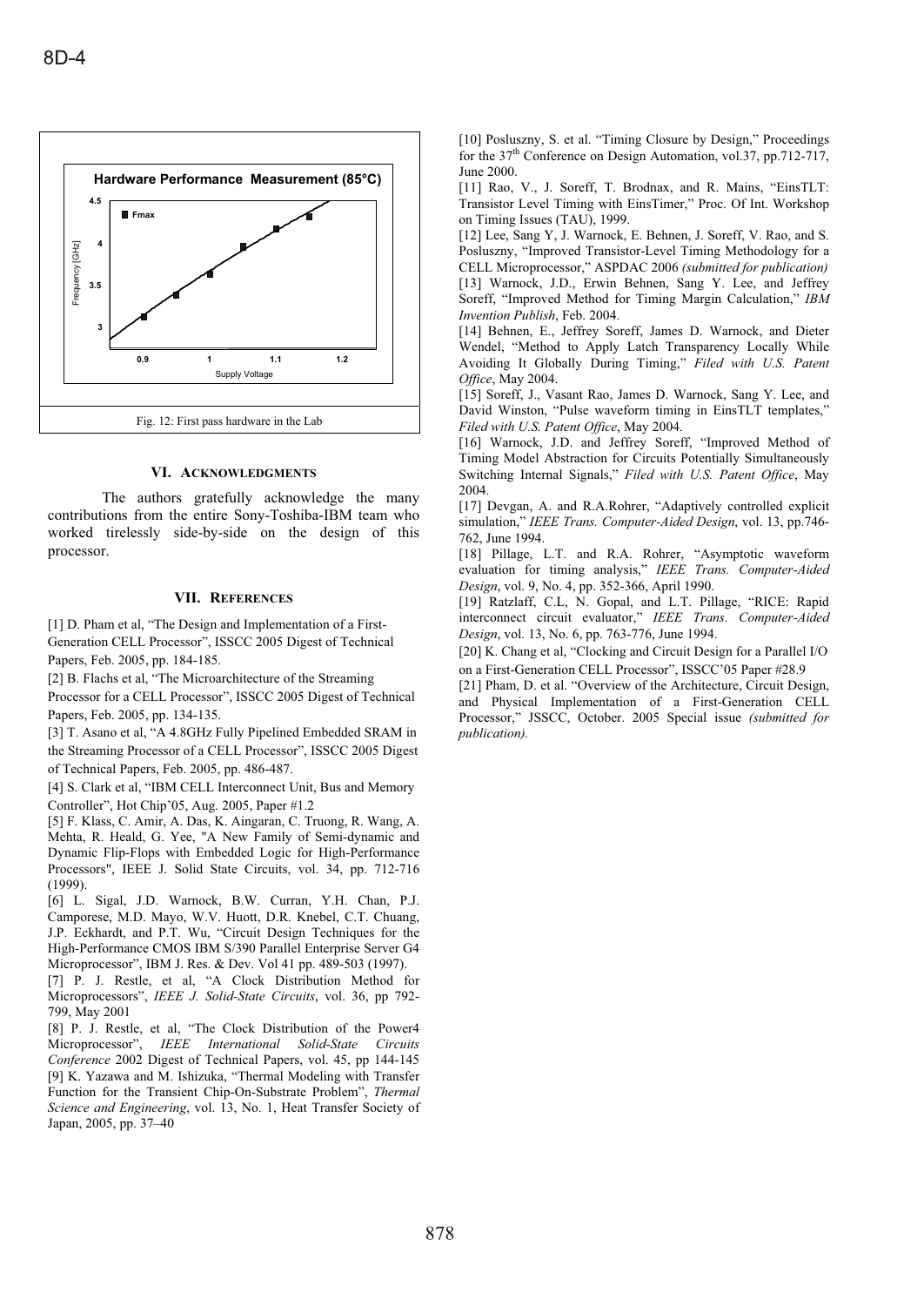Hardware Performance Measurement (85°C)

4.5

Fmax

4

3.5

3

Frequency [GHz]

0.9 1 1.1 1.2

Supply Voltage

Fig. 12: First pass hardware in the Lab

## VI. Acknowledgments

The authors gratefully acknowledge the many contributions from the entire Sony-Toshiba-IBM team who worked tirelessly side-by-side on the design of this processor.

## VII. References

[1] D. Pham et al, "The Design and Implementation of a First-Generation CELL Processor", ISSCC 2005 Digest of Technical Papers, Feb. 2005, pp. 184-185.

[2] B. Flachs et al, "The Microarchitecture of the Streaming Processor for a CELL Processor", ISSCC 2005 Digest of Technical Papers, Feb. 2005, pp. 134-135.

[3] T. Asano et al, "A 4.8GHz Fully Pipelined Embedded SRAM in the Streaming Processor of a CELL Processor", ISSCC 2005 Digest of Technical Papers, Feb. 2005, pp. 486-487.

[4] S. Clark et al, "IBM CELL Interconnect Unit, Bus and Memory Controller", Hot Chip'05, Aug. 2005, Paper #1.2

[5] F. Klass, C. Amir, A. Das, K. Aingaran, C. Truong, R. Wang, A. Mehta, R. Heald, G. Yee, "A New Family of Semi-dynamic and Dynamic Flip-Flops with Embedded Logic for High-Performance Processors", IEEE J. Solid State Circuits, vol. 34, pp. 712-716 (1999).

[6] L. Sigal, J.D. Warnock, B.W. Curran, Y.H. Chan, P.J. Camporese, M.D. Mayo, W.V. Huott, D.R. Knebel, C.T. Chuang, J.P. Eckhardt, and P.T. Wu, "Circuit Design Techniques for the High-Performance CMOS IBM S/390 Parallel Enterprise Server G4 Microprocessor", IBM J. Res. & Dev. Vol 41 pp. 489-503 (1997).

[7] P. J. Restle, et al, "A Clock Distribution Method for Microprocessors", *IEEE J. Solid-State Circuits*, vol. 36, pp 792-799, May 2001

[8] P. J. Restle, et al, "The Clock Distribution of the Power4 Microprocessor", *IEEE International Solid-State Circuits Conference* 2002 Digest of Technical Papers, vol. 45, pp 144-145

[9] K. Yazawa and M. Ishizuka, "Thermal Modeling with Transfer Function for the Transient Chip-On-Substrate Problem", *Thermal Science and Engineering*, vol. 13, No. 1, Heat Transfer Society of Japan, 2005, pp. 37–40

[10] Posluszny, S. et al. "Timing Closure by Design," Proceedings for the 37th Conference on Design Automation, vol.37, pp.712-717, June 2000.

[11] Rao, V., J. Soreff, T. Brodnax, and R. Mains, "EinsTLT: Transistor Level Timing with EinsTimer," Proc. Of Int. Workshop on Timing Issues (TAU), 1999.

[12] Lee, Sang Y, J. Warnock, E. Behnen, J. Soreff, V. Rao, and S. Posluszny, "Improved Transistor-Level Timing Methodology for a CELL Microprocessor," ASPDAC 2006 *(submitted for publication)*

[13] Warnock, J.D., Erwin Behnen, Sang Y. Lee, and Jeffrey Soreff, "Improved Method for Timing Margin Calculation," *IBM Invention Publish*, Feb. 2004.

[14] Behnen, E., Jeffrey Soreff, James D. Warnock, and Dieter Wendel, "Method to Apply Latch Transparency Locally While Avoiding It Globally During Timing," *Filed with U.S. Patent Office*, May 2004.

[15] Soreff, J., Vasant Rao, James D. Warnock, Sang Y. Lee, and David Winston, "Pulse waveform timing in EinsTLT templates," *Filed with U.S. Patent Office*, May 2004.

[16] Warnock, J.D. and Jeffrey Soreff, "Improved Method of Timing Model Abstraction for Circuits Potentially Simultaneously Switching Internal Signals," *Filed with U.S. Patent Office*, May 2004.

[17] Devgan, A. and R.A.Rohrer, "Adaptively controlled explicit simulation," *IEEE Trans. Computer-Aided Design*, vol. 13, pp.746-762, June 1994.

[18] Pillage, L.T. and R.A. Rohrer, "Asymptotic waveform evaluation for timing analysis," *IEEE Trans. Computer-Aided Design*, vol. 9, No. 4, pp. 352-366, April 1990.

[19] Ratzlaff, C.L, N. Gopal, and L.T. Pillage, "RICE: Rapid interconnect circuit evaluator," *IEEE Trans. Computer-Aided Design*, vol. 13, No. 6, pp. 763-776, June 1994.

[20] K. Chang et al, "Clocking and Circuit Design for a Parallel I/O on a First-Generation CELL Processor", ISSCC'05 Paper #28.9

[21] Pham, D. et al. "Overview of the Architecture, Circuit Design, and Physical Implementation of a First-Generation CELL Processor," JSSCC, October. 2005 Special issue *(submitted for publication).*